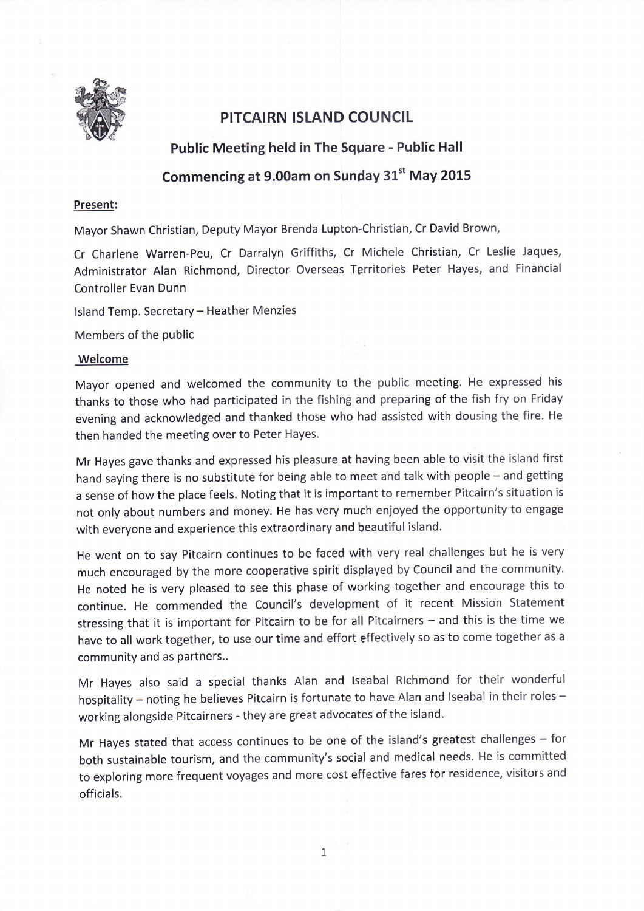# PITCAIRN ISLAND COUNCIL

## Public Meeting held in The Square - Public Hall

## Commencing at 9.00am on Sunday 31st May 2015

**Present:**

Mayor Shawn Christian, Deputy Mayor Brenda Lupton-Christian, Cr David Brown,

Cr Charlene Warren-Peu, Cr Darralyn Griffiths, Cr Michele Christian, Cr Leslie Jaques, Administrator Alan Richmond, Director Overseas Territories Peter Hayes, and Financial Controller Evan Dunn

Island Temp. Secretary – Heather Menzies

Members of the public

**Welcome**

Mayor opened and welcomed the community to the public meeting. He expressed his thanks to those who had participated in the fishing and preparing of the fish fry on Friday evening and acknowledged and thanked those who had assisted with dousing the fire. He then handed the meeting over to Peter Hayes.

Mr Hayes gave thanks and expressed his pleasure at having been able to visit the island first hand saying there is no substitute for being able to meet and talk with people – and getting a sense of how the place feels. Noting that it is important to remember Pitcairn's situation is not only about numbers and money. He has very much enjoyed the opportunity to engage with everyone and experience this extraordinary and beautiful island.

He went on to say Pitcairn continues to be faced with very real challenges but he is very much encouraged by the more cooperative spirit displayed by Council and the community. He noted he is very pleased to see this phase of working together and encourage this to continue. He commended the Council's development of it recent Mission Statement stressing that it is important for Pitcairn to be for all Pitcairners – and this is the time we have to all work together, to use our time and effort effectively so as to come together as a community and as partners..

Mr Hayes also said a special thanks Alan and Iseabal RIchmond for their wonderful hospitality – noting he believes Pitcairn is fortunate to have Alan and Iseabal in their roles – working alongside Pitcairners - they are great advocates of the island.

Mr Hayes stated that access continues to be one of the island's greatest challenges – for both sustainable tourism, and the community's social and medical needs. He is committed to exploring more frequent voyages and more cost effective fares for residence, visitors and officials.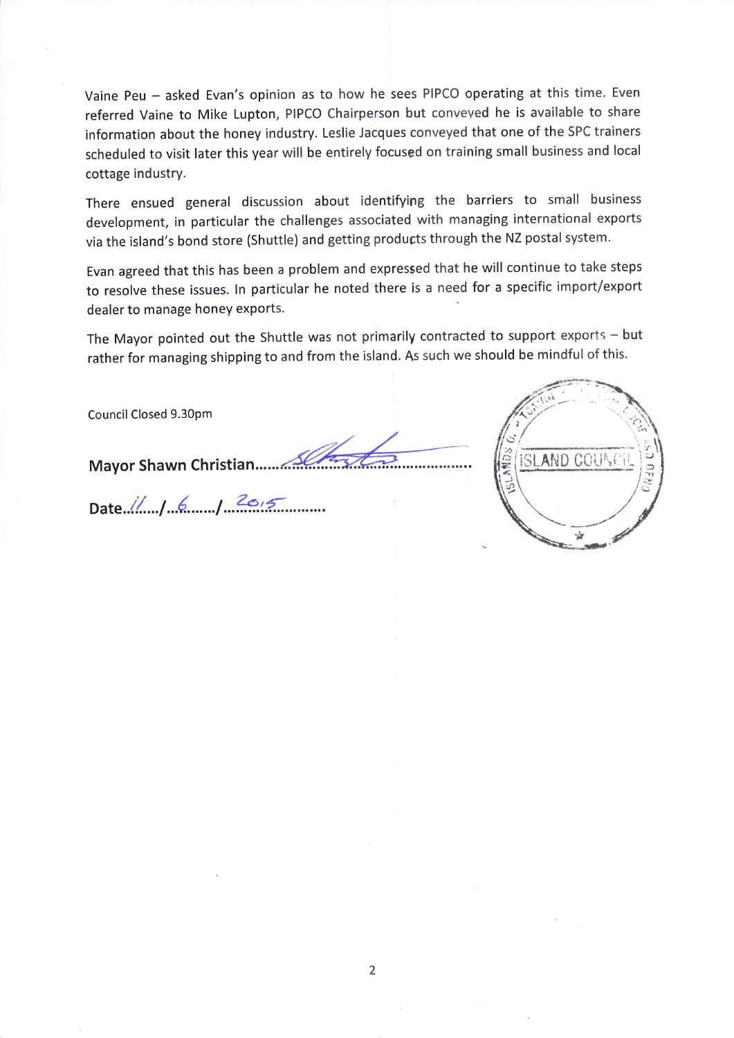Vaine Peu – asked Evan's opinion as to how he sees PIPCO operating at this time. Even referred Vaine to Mike Lupton, PIPCO Chairperson but conveyed he is available to share information about the honey industry. Leslie Jacques conveyed that one of the SPC trainers scheduled to visit later this year will be entirely focused on training small business and local cottage industry.

There ensued general discussion about identifying the barriers to small business development, in particular the challenges associated with managing international exports via the island's bond store (Shuttle) and getting products through the NZ postal system.

Evan agreed that this has been a problem and expressed that he will continue to take steps to resolve these issues. In particular he noted there is a need for a specific import/export dealer to manage honey exports.

The Mayor pointed out the Shuttle was not primarily contracted to support exports – but rather for managing shipping to and from the island. As such we should be mindful of this.

Council Closed 9.30pm

**Mayor Shawn Christian**..............................................

**Date**..11..../...6...../...2015...........

ISLAND COUNCIL